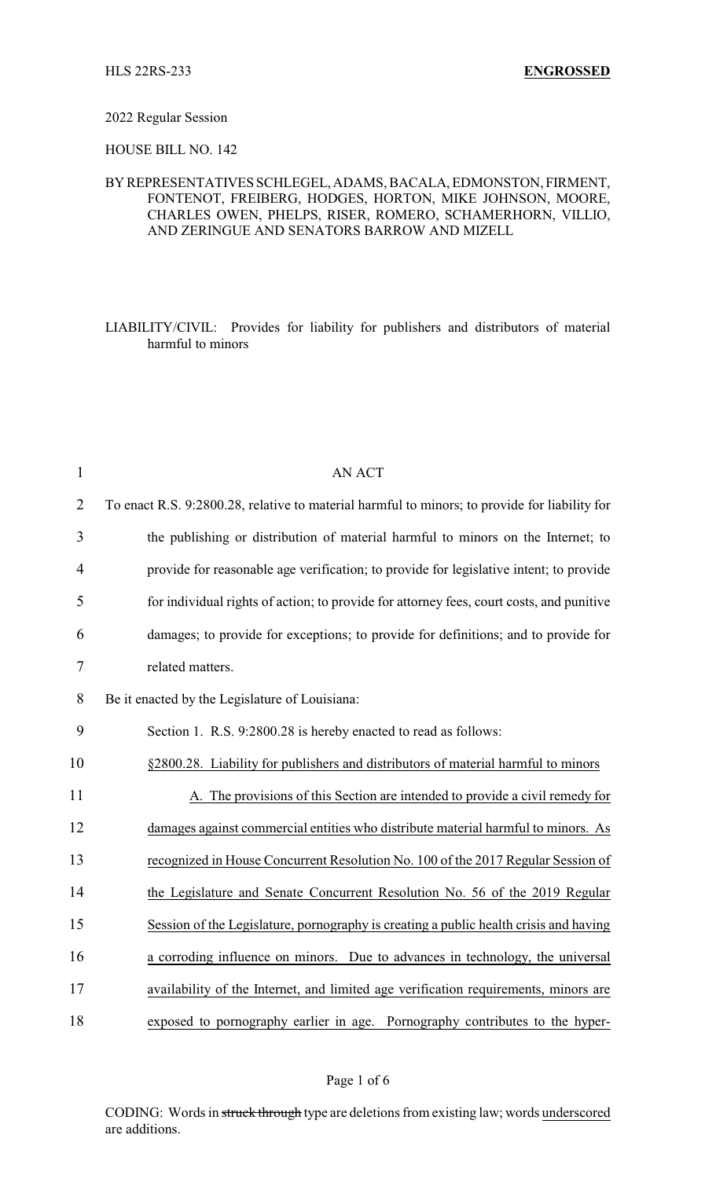HLS 22RS-233 **ENGROSSED**

2022 Regular Session

HOUSE BILL NO. 142

BY REPRESENTATIVES SCHLEGEL, ADAMS, BACALA, EDMONSTON, FIRMENT, FONTENOT, FREIBERG, HODGES, HORTON, MIKE JOHNSON, MOORE, CHARLES OWEN, PHELPS, RISER, ROMERO, SCHAMERHORN, VILLIO, AND ZERINGUE AND SENATORS BARROW AND MIZELL

LIABILITY/CIVIL: Provides for liability for publishers and distributors of material harmful to minors

AN ACT

To enact R.S. 9:2800.28, relative to material harmful to minors; to provide for liability for the publishing or distribution of material harmful to minors on the Internet; to provide for reasonable age verification; to provide for legislative intent; to provide for individual rights of action; to provide for attorney fees, court costs, and punitive damages; to provide for exceptions; to provide for definitions; and to provide for related matters.

Be it enacted by the Legislature of Louisiana:

Section 1. R.S. 9:2800.28 is hereby enacted to read as follows:

§2800.28. Liability for publishers and distributors of material harmful to minors

A. The provisions of this Section are intended to provide a civil remedy for damages against commercial entities who distribute material harmful to minors. As recognized in House Concurrent Resolution No. 100 of the 2017 Regular Session of the Legislature and Senate Concurrent Resolution No. 56 of the 2019 Regular Session of the Legislature, pornography is creating a public health crisis and having a corroding influence on minors. Due to advances in technology, the universal availability of the Internet, and limited age verification requirements, minors are exposed to pornography earlier in age. Pornography contributes to the hyper-

CODING: Words in ~~struck through~~ type are deletions from existing law; words underscored are additions.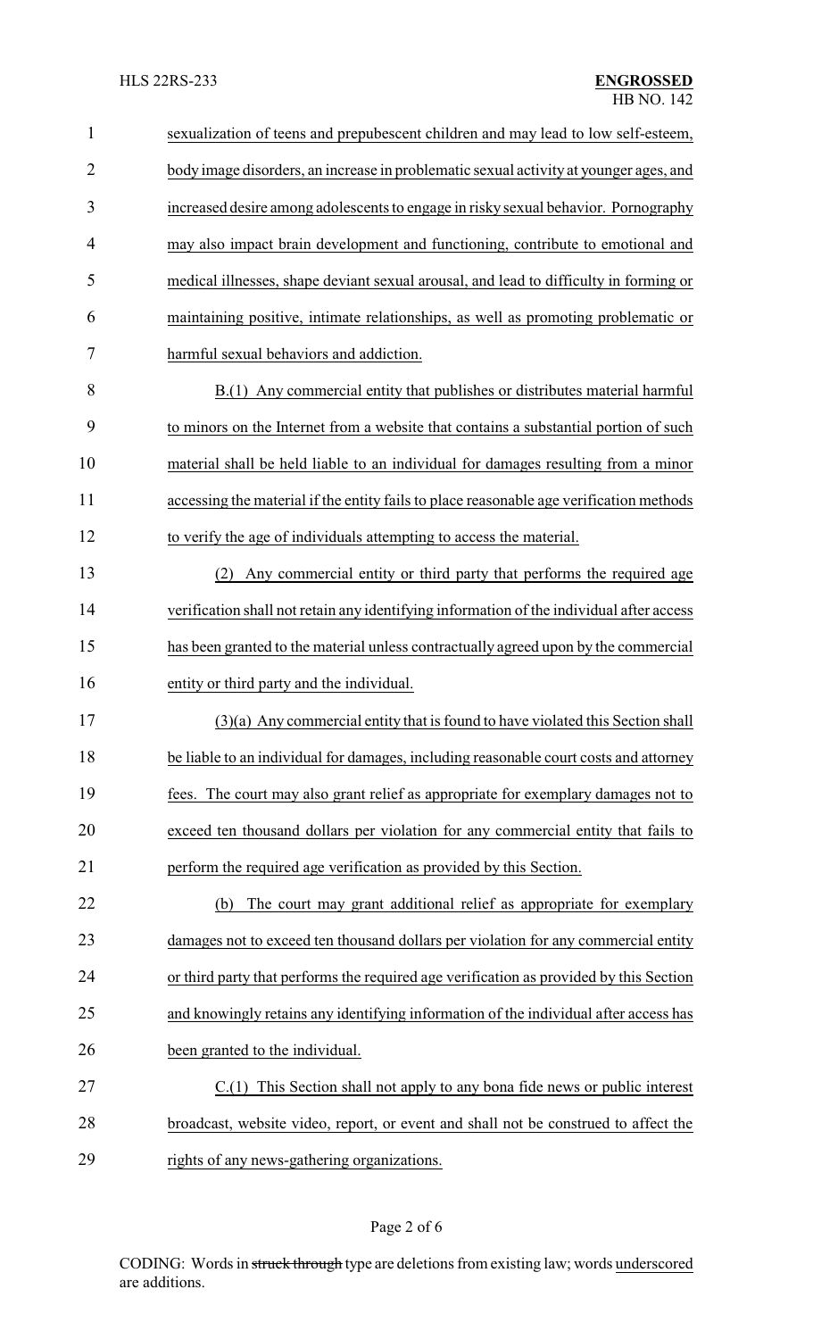sexualization of teens and prepubescent children and may lead to low self-esteem, body image disorders, an increase in problematic sexual activity at younger ages, and increased desire among adolescents to engage in risky sexual behavior. Pornography may also impact brain development and functioning, contribute to emotional and medical illnesses, shape deviant sexual arousal, and lead to difficulty in forming or maintaining positive, intimate relationships, as well as promoting problematic or harmful sexual behaviors and addiction.

B.(1) Any commercial entity that publishes or distributes material harmful to minors on the Internet from a website that contains a substantial portion of such material shall be held liable to an individual for damages resulting from a minor accessing the material if the entity fails to place reasonable age verification methods to verify the age of individuals attempting to access the material.

(2) Any commercial entity or third party that performs the required age verification shall not retain any identifying information of the individual after access has been granted to the material unless contractually agreed upon by the commercial entity or third party and the individual.

(3)(a) Any commercial entity that is found to have violated this Section shall be liable to an individual for damages, including reasonable court costs and attorney fees. The court may also grant relief as appropriate for exemplary damages not to exceed ten thousand dollars per violation for any commercial entity that fails to perform the required age verification as provided by this Section.

(b) The court may grant additional relief as appropriate for exemplary damages not to exceed ten thousand dollars per violation for any commercial entity or third party that performs the required age verification as provided by this Section and knowingly retains any identifying information of the individual after access has been granted to the individual.

C.(1) This Section shall not apply to any bona fide news or public interest broadcast, website video, report, or event and shall not be construed to affect the rights of any news-gathering organizations.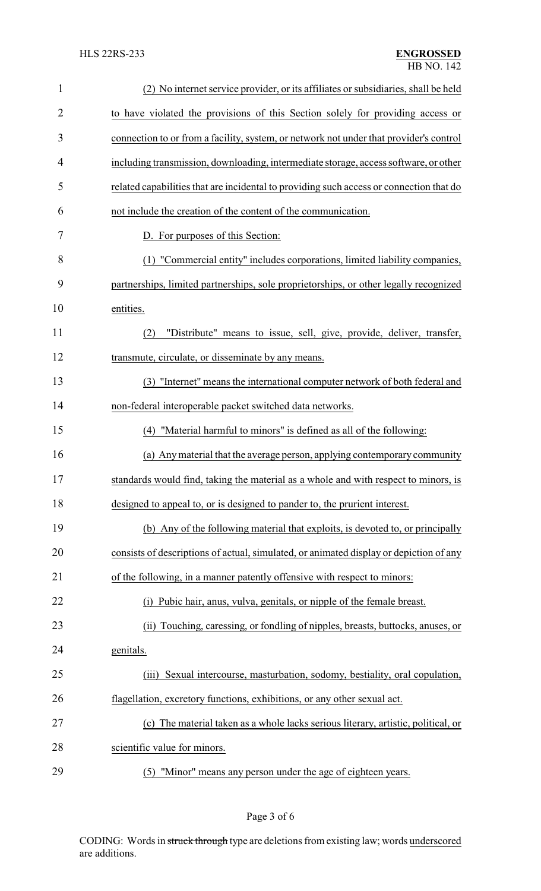(2) No internet service provider, or its affiliates or subsidiaries, shall be held to have violated the provisions of this Section solely for providing access or connection to or from a facility, system, or network not under that provider's control including transmission, downloading, intermediate storage, access software, or other related capabilities that are incidental to providing such access or connection that do not include the creation of the content of the communication.

D. For purposes of this Section:

(1) "Commercial entity" includes corporations, limited liability companies, partnerships, limited partnerships, sole proprietorships, or other legally recognized entities.

(2) "Distribute" means to issue, sell, give, provide, deliver, transfer, transmute, circulate, or disseminate by any means.

(3) "Internet" means the international computer network of both federal and non-federal interoperable packet switched data networks.

(4) "Material harmful to minors" is defined as all of the following:

(a) Any material that the average person, applying contemporary community standards would find, taking the material as a whole and with respect to minors, is designed to appeal to, or is designed to pander to, the prurient interest.

(b) Any of the following material that exploits, is devoted to, or principally consists of descriptions of actual, simulated, or animated display or depiction of any of the following, in a manner patently offensive with respect to minors:

(i) Pubic hair, anus, vulva, genitals, or nipple of the female breast.

(ii) Touching, caressing, or fondling of nipples, breasts, buttocks, anuses, or genitals.

(iii) Sexual intercourse, masturbation, sodomy, bestiality, oral copulation, flagellation, excretory functions, exhibitions, or any other sexual act.

(c) The material taken as a whole lacks serious literary, artistic, political, or scientific value for minors.

(5) "Minor" means any person under the age of eighteen years.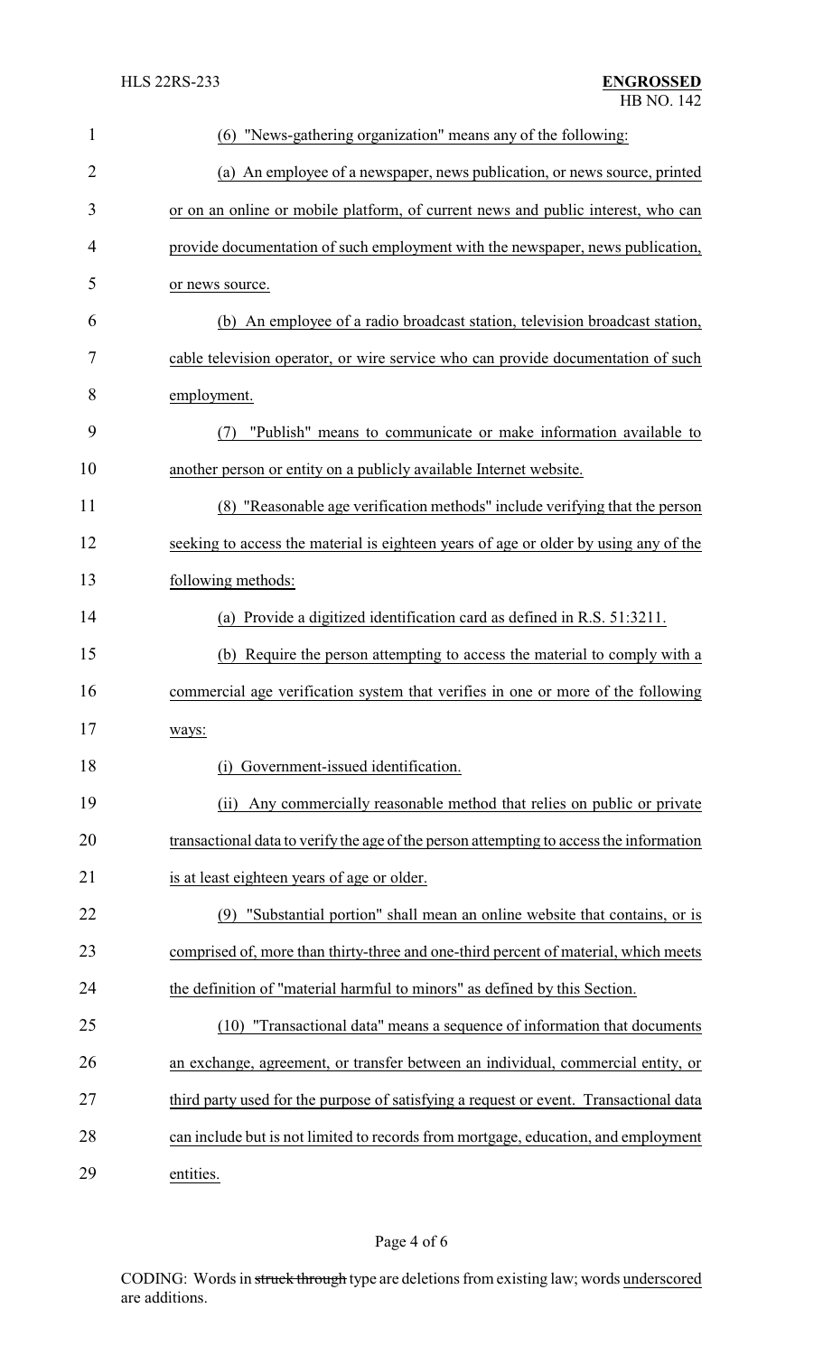(6) "News-gathering organization" means any of the following:

(a) An employee of a newspaper, news publication, or news source, printed or on an online or mobile platform, of current news and public interest, who can provide documentation of such employment with the newspaper, news publication, or news source.

(b) An employee of a radio broadcast station, television broadcast station, cable television operator, or wire service who can provide documentation of such employment.

(7) "Publish" means to communicate or make information available to another person or entity on a publicly available Internet website.

(8) "Reasonable age verification methods" include verifying that the person seeking to access the material is eighteen years of age or older by using any of the following methods:

(a) Provide a digitized identification card as defined in R.S. 51:3211.

(b) Require the person attempting to access the material to comply with a commercial age verification system that verifies in one or more of the following ways:

(i) Government-issued identification.

(ii) Any commercially reasonable method that relies on public or private transactional data to verify the age of the person attempting to access the information is at least eighteen years of age or older.

(9) "Substantial portion" shall mean an online website that contains, or is comprised of, more than thirty-three and one-third percent of material, which meets the definition of "material harmful to minors" as defined by this Section.

(10) "Transactional data" means a sequence of information that documents an exchange, agreement, or transfer between an individual, commercial entity, or third party used for the purpose of satisfying a request or event. Transactional data can include but is not limited to records from mortgage, education, and employment entities.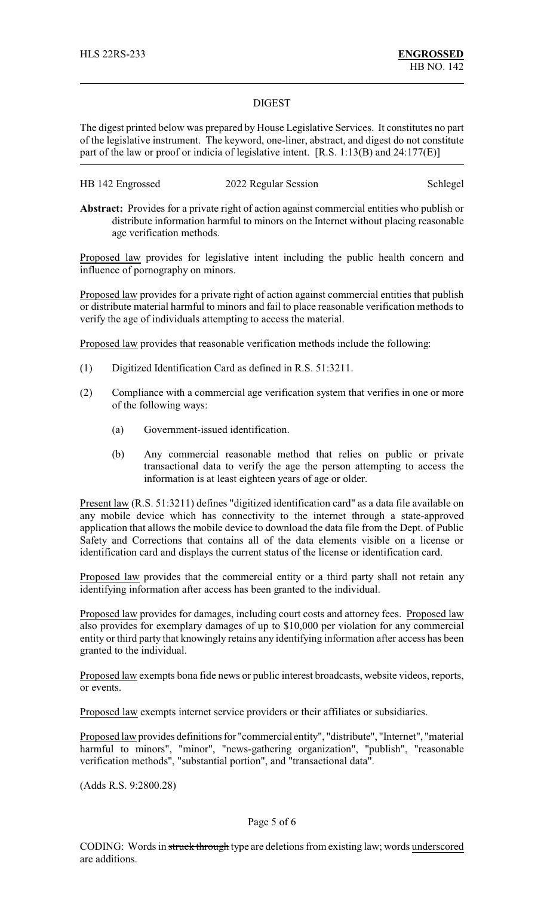HLS 22RS-233 **ENGROSSED**
HB NO. 142

## DIGEST

The digest printed below was prepared by House Legislative Services. It constitutes no part of the legislative instrument. The keyword, one-liner, abstract, and digest do not constitute part of the law or proof or indicia of legislative intent. [R.S. 1:13(B) and 24:177(E)]

HB 142 Engrossed 2022 Regular Session Schlegel

**Abstract:** Provides for a private right of action against commercial entities who publish or distribute information harmful to minors on the Internet without placing reasonable age verification methods.

Proposed law provides for legislative intent including the public health concern and influence of pornography on minors.

Proposed law provides for a private right of action against commercial entities that publish or distribute material harmful to minors and fail to place reasonable verification methods to verify the age of individuals attempting to access the material.

Proposed law provides that reasonable verification methods include the following:

(1) Digitized Identification Card as defined in R.S. 51:3211.

(2) Compliance with a commercial age verification system that verifies in one or more of the following ways:

  (a) Government-issued identification.

  (b) Any commercial reasonable method that relies on public or private transactional data to verify the age the person attempting to access the information is at least eighteen years of age or older.

Present law (R.S. 51:3211) defines "digitized identification card" as a data file available on any mobile device which has connectivity to the internet through a state-approved application that allows the mobile device to download the data file from the Dept. of Public Safety and Corrections that contains all of the data elements visible on a license or identification card and displays the current status of the license or identification card.

Proposed law provides that the commercial entity or a third party shall not retain any identifying information after access has been granted to the individual.

Proposed law provides for damages, including court costs and attorney fees. Proposed law also provides for exemplary damages of up to $10,000 per violation for any commercial entity or third party that knowingly retains any identifying information after access has been granted to the individual.

Proposed law exempts bona fide news or public interest broadcasts, website videos, reports, or events.

Proposed law exempts internet service providers or their affiliates or subsidiaries.

Proposed law provides definitions for "commercial entity", "distribute", "Internet", "material harmful to minors", "minor", "news-gathering organization", "publish", "reasonable verification methods", "substantial portion", and "transactional data".

(Adds R.S. 9:2800.28)

CODING: Words in ~~struck through~~ type are deletions from existing law; words underscored are additions.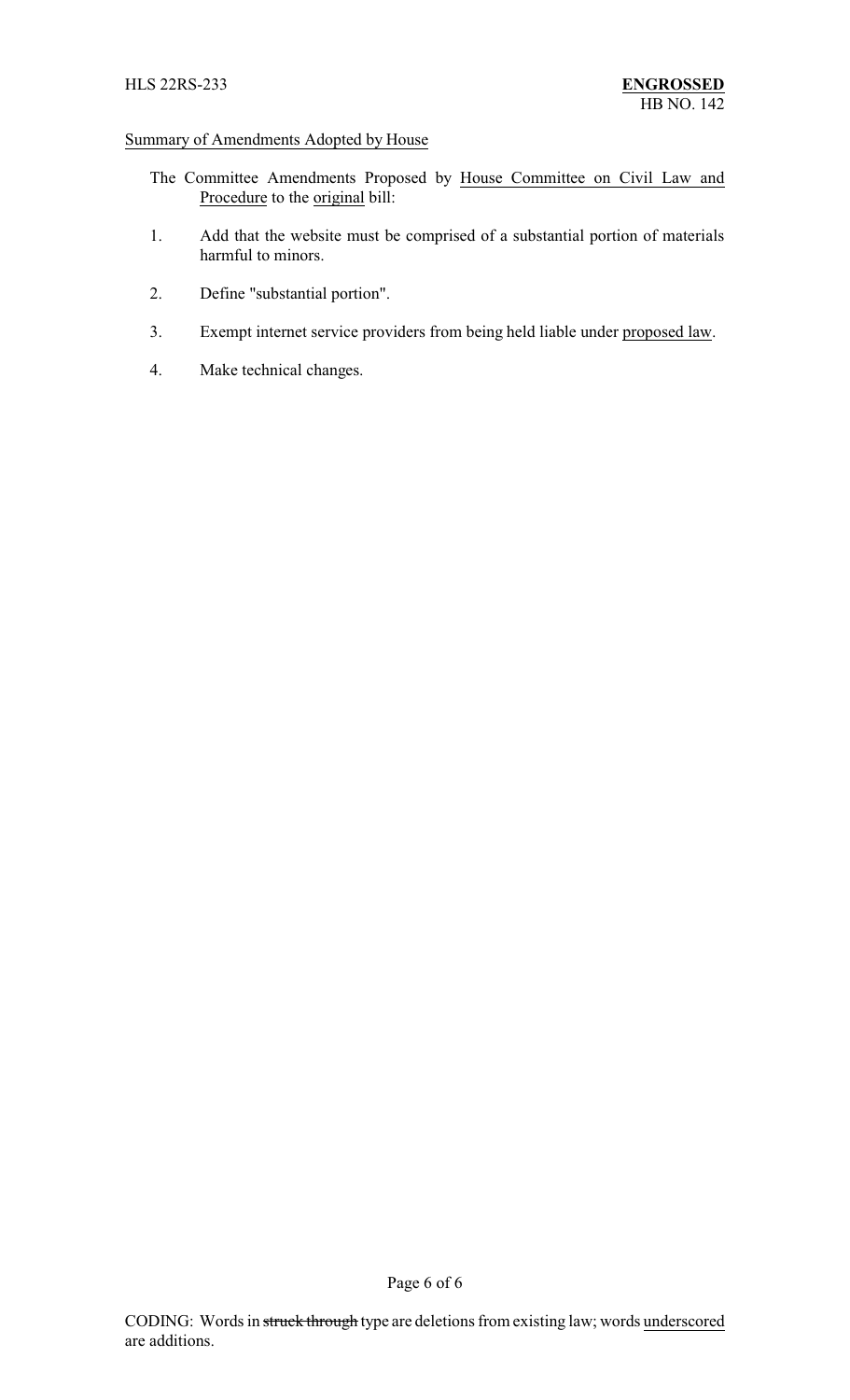Summary of Amendments Adopted by House

The Committee Amendments Proposed by House Committee on Civil Law and Procedure to the original bill:

1. Add that the website must be comprised of a substantial portion of materials harmful to minors.

2. Define "substantial portion".

3. Exempt internet service providers from being held liable under proposed law.

4. Make technical changes.